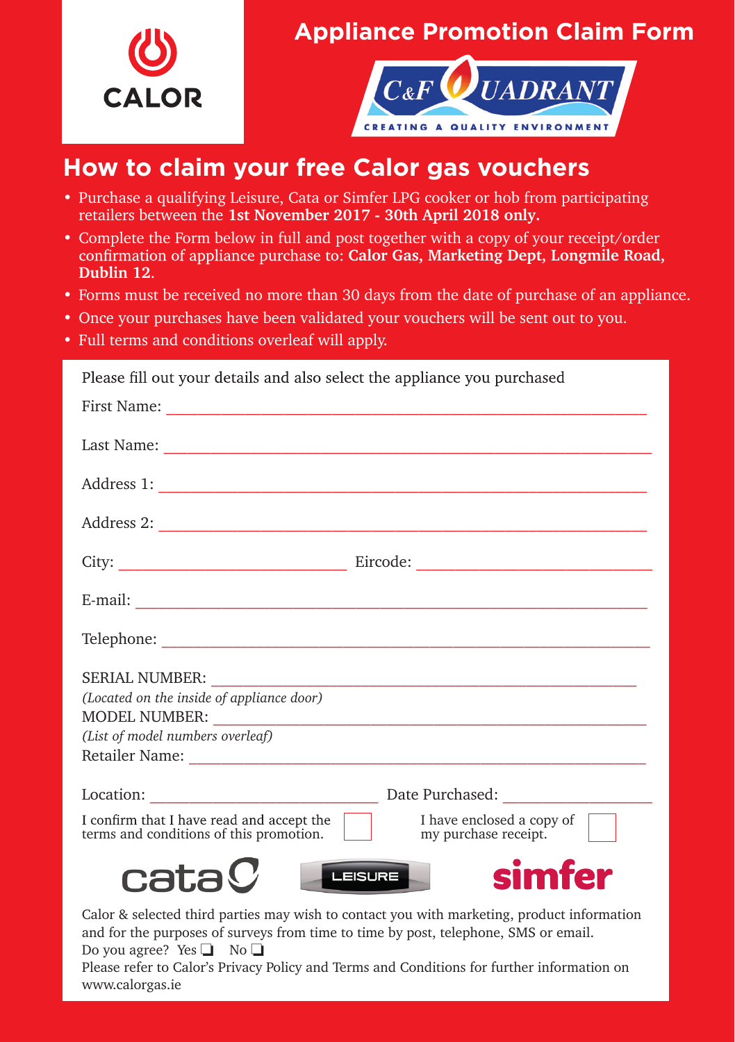CALOR

# Appliance Promotion Claim Form

C&F QUADRANT
CREATING A QUALITY ENVIRONMENT

## How to claim your free Calor gas vouchers

- Purchase a qualifying Leisure, Cata or Simfer LPG cooker or hob from participating retailers between the **1st November 2017 - 30th April 2018 only.**
- Complete the Form below in full and post together with a copy of your receipt/order confirmation of appliance purchase to: **Calor Gas, Marketing Dept, Longmile Road, Dublin 12**.
- Forms must be received no more than 30 days from the date of purchase of an appliance.
- Once your purchases have been validated your vouchers will be sent out to you.
- Full terms and conditions overleaf will apply.

Please fill out your details and also select the appliance you purchased

First Name: ______________________________

Last Name: ______________________________

Address 1: ______________________________

Address 2: ______________________________

City: ______________ Eircode: ______________

E-mail: ______________________________

Telephone: ______________________________

SERIAL NUMBER: ______________________________
*(Located on the inside of appliance door)*

MODEL NUMBER: ______________________________
*(List of model numbers overleaf)*

Retailer Name: ______________________________

Location: ______________ Date Purchased: ______________

I confirm that I have read and accept the terms and conditions of this promotion. ☐

I have enclosed a copy of my purchase receipt. ☐

cata LEISURE simfer

Calor & selected third parties may wish to contact you with marketing, product information and for the purposes of surveys from time to time by post, telephone, SMS or email.
Do you agree? Yes ☐ No ☐
Please refer to Calor's Privacy Policy and Terms and Conditions for further information on www.calorgas.ie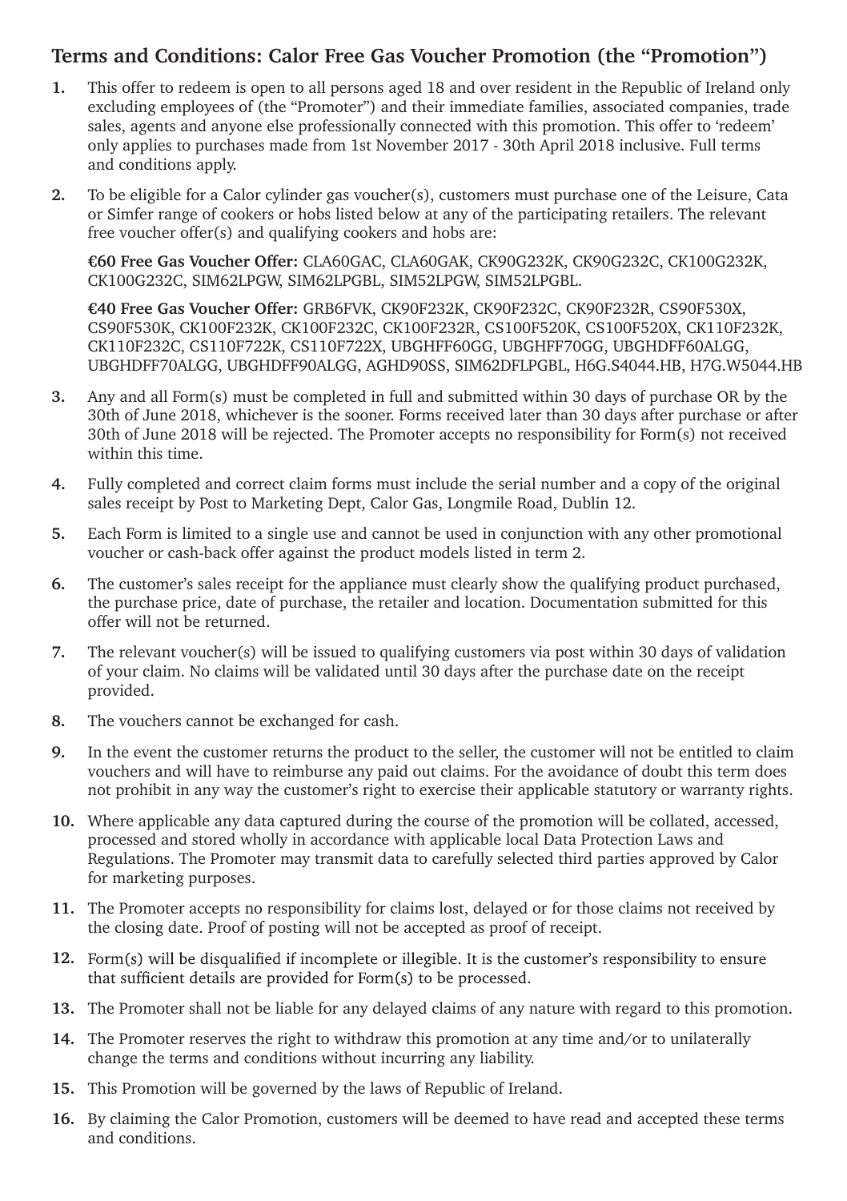## Terms and Conditions: Calor Free Gas Voucher Promotion (the "Promotion")

1. This offer to redeem is open to all persons aged 18 and over resident in the Republic of Ireland only excluding employees of (the "Promoter") and their immediate families, associated companies, trade sales, agents and anyone else professionally connected with this promotion. This offer to 'redeem' only applies to purchases made from 1st November 2017 - 30th April 2018 inclusive. Full terms and conditions apply.

2. To be eligible for a Calor cylinder gas voucher(s), customers must purchase one of the Leisure, Cata or Simfer range of cookers or hobs listed below at any of the participating retailers. The relevant free voucher offer(s) and qualifying cookers and hobs are:

   **€60 Free Gas Voucher Offer:** CLA60GAC, CLA60GAK, CK90G232K, CK90G232C, CK100G232K, CK100G232C, SIM62LPGW, SIM62LPGBL, SIM52LPGW, SIM52LPGBL.

   **€40 Free Gas Voucher Offer:** GRB6FVK, CK90F232K, CK90F232C, CK90F232R, CS90F530X, CS90F530K, CK100F232K, CK100F232C, CK100F232R, CS100F520K, CS100F520X, CK110F232K, CK110F232C, CS110F722K, CS110F722X, UBGHFF60GG, UBGHFF70GG, UBGHDFF60ALGG, UBGHDFF70ALGG, UBGHDFF90ALGG, AGHD90SS, SIM62DFLPGBL, H6G.S4044.HB, H7G.W5044.HB

3. Any and all Form(s) must be completed in full and submitted within 30 days of purchase OR by the 30th of June 2018, whichever is the sooner. Forms received later than 30 days after purchase or after 30th of June 2018 will be rejected. The Promoter accepts no responsibility for Form(s) not received within this time.

4. Fully completed and correct claim forms must include the serial number and a copy of the original sales receipt by Post to Marketing Dept, Calor Gas, Longmile Road, Dublin 12.

5. Each Form is limited to a single use and cannot be used in conjunction with any other promotional voucher or cash-back offer against the product models listed in term 2.

6. The customer's sales receipt for the appliance must clearly show the qualifying product purchased, the purchase price, date of purchase, the retailer and location. Documentation submitted for this offer will not be returned.

7. The relevant voucher(s) will be issued to qualifying customers via post within 30 days of validation of your claim. No claims will be validated until 30 days after the purchase date on the receipt provided.

8. The vouchers cannot be exchanged for cash.

9. In the event the customer returns the product to the seller, the customer will not be entitled to claim vouchers and will have to reimburse any paid out claims. For the avoidance of doubt this term does not prohibit in any way the customer's right to exercise their applicable statutory or warranty rights.

10. Where applicable any data captured during the course of the promotion will be collated, accessed, processed and stored wholly in accordance with applicable local Data Protection Laws and Regulations. The Promoter may transmit data to carefully selected third parties approved by Calor for marketing purposes.

11. The Promoter accepts no responsibility for claims lost, delayed or for those claims not received by the closing date. Proof of posting will not be accepted as proof of receipt.

12. Form(s) will be disqualified if incomplete or illegible. It is the customer's responsibility to ensure that sufficient details are provided for Form(s) to be processed.

13. The Promoter shall not be liable for any delayed claims of any nature with regard to this promotion.

14. The Promoter reserves the right to withdraw this promotion at any time and/or to unilaterally change the terms and conditions without incurring any liability.

15. This Promotion will be governed by the laws of Republic of Ireland.

16. By claiming the Calor Promotion, customers will be deemed to have read and accepted these terms and conditions.